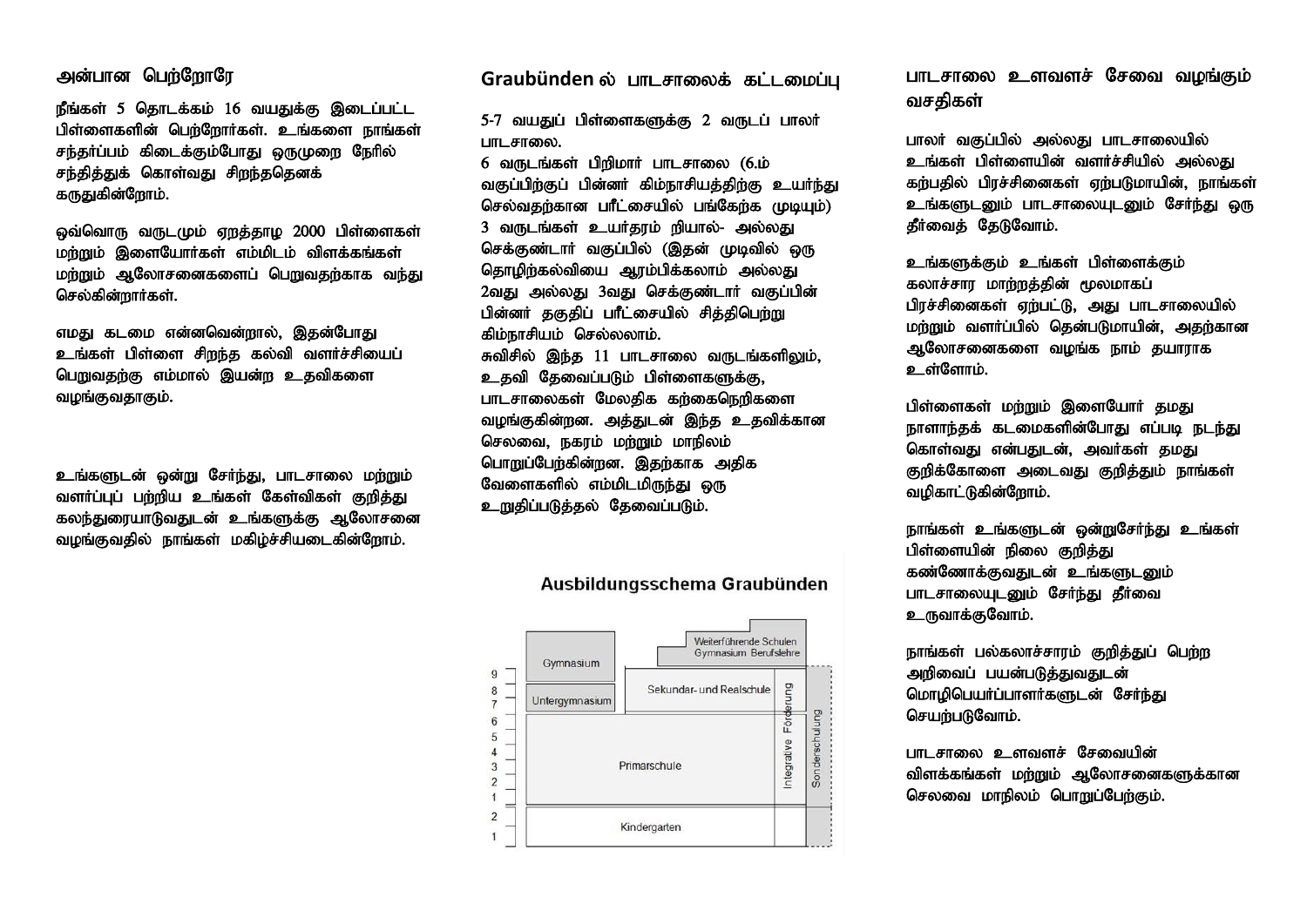## அன்பான பெற்றோரே

நீங்கள் 5 தொடக்கம் 16 வயதுக்கு இடைப்பட்ட பிள்ளைகளின் பெற்றோர்கள். உங்களை நாங்கள் சந்தர்ப்பம் கிடைக்கும்போது ஒருமுறை நேரில் சந்தித்துக் கொள்வது சிறந்ததெனக் கருதுகின்றோம்.

ஒவ்வொரு வருடமும் ஏறத்தாழ 2000 பிள்ளைகள் மற்றும் இளையோர்கள் எம்மிடம் விளக்கங்கள் மற்றும் ஆலோசனைகளைப் பெறுவதற்காக வந்து செல்கின்றார்கள்.

எமது கடமை என்னவென்றால், இதன்போது உங்கள் பிள்ளை சிறந்த கல்வி வளர்ச்சியைப் பெறுவதற்கு எம்மால் இயன்ற உதவிகளை வழங்குவதாகும்.

உங்களுடன் ஒன்று சேர்ந்து, பாடசாலை மற்றும் வளர்ப்புப் பற்றிய உங்கள் கேள்விகள் குறித்து கலந்துரையாடுவதுடன் உங்களுக்கு ஆலோசனை வழங்குவதில் நாங்கள் மகிழ்ச்சியடைகின்றோம்.

## Graubünden ல் பாடசாலைக் கட்டமைப்பு

5-7 வயதுப் பிள்ளைகளுக்கு 2 வருடப் பாலர் பாடசாலை.
6 வருடங்கள் பிறிமார் பாடசாலை (6.ம் வகுப்பிற்குப் பின்னர் கிம்நாசியத்திற்கு உயர்ந்து செல்வதற்கான பரீட்சையில் பங்கேற்க முடியும்) 3 வருடங்கள் உயர்தரம் றியால்- அல்லது செக்குண்டார் வகுப்பில் (இதன் முடிவில் ஒரு தொழிற்கல்வியை ஆரம்பிக்கலாம் அல்லது 2வது அல்லது 3வது செக்குண்டார் வகுப்பின் பின்னர் தகுதிப் பரீட்சையில் சித்திபெற்று கிம்நாசியம் செல்லலாம்.
சுவிசில் இந்த 11 பாடசாலை வருடங்களிலும், உதவி தேவைப்படும் பிள்ளைகளுக்கு, பாடசாலைகள் மேலதிக கற்கைநெறிகளை வழங்குகின்றன. அத்துடன் இந்த உதவிக்கான செலவை, நகரம் மற்றும் மாநிலம் பொறுப்பேற்கின்றன. இதற்காக அதிக வேளைகளில் எம்மிடமிருந்து ஒரு உறுதிப்படுத்தல் தேவைப்படும்.

**Ausbildungsschema Graubünden**

| Jahr | | | | |
|---|---|---|---|---|
| | Gymnasium | Weiterführende Schulen Gymnasium Berufslehre | | |
| 9 | Gymnasium | Sekundar- und Realschule | Integrative Förderung | Sonderschulung |
| 8 | Untergymnasium | Sekundar- und Realschule | Integrative Förderung | Sonderschulung |
| 7 | Untergymnasium | Sekundar- und Realschule | Integrative Förderung | Sonderschulung |
| 6 | Primarschule | | Integrative Förderung | Sonderschulung |
| 5 | Primarschule | | Integrative Förderung | Sonderschulung |
| 4 | Primarschule | | Integrative Förderung | Sonderschulung |
| 3 | Primarschule | | Integrative Förderung | Sonderschulung |
| 2 | Primarschule | | Integrative Förderung | Sonderschulung |
| 1 | Primarschule | | Integrative Förderung | Sonderschulung |
| 2 | Kindergarten | | | Sonderschulung |
| 1 | Kindergarten | | | Sonderschulung |

## பாடசாலை உளவளச் சேவை வழங்கும் வசதிகள்

பாலர் வகுப்பில் அல்லது பாடசாலையில் உங்கள் பிள்ளையின் வளர்ச்சியில் அல்லது கற்பதில் பிரச்சினைகள் ஏற்படுமாயின், நாங்கள் உங்களுடனும் பாடசாலையுடனும் சேர்ந்து ஒரு தீர்வைத் தேடுவோம்.

உங்களுக்கும் உங்கள் பிள்ளைக்கும் கலாச்சார மாற்றத்தின் மூலமாகப் பிரச்சினைகள் ஏற்பட்டு, அது பாடசாலையில் மற்றும் வளர்ப்பில் தென்படுமாயின், அதற்கான ஆலோசனைகளை வழங்க நாம் தயாராக உள்ளோம்.

பிள்ளைகள் மற்றும் இளையோர் தமது நாளாந்தக் கடமைகளின்போது எப்படி நடந்து கொள்வது என்பதுடன், அவர்கள் தமது குறிக்கோளை அடைவது குறித்தும் நாங்கள் வழிகாட்டுகின்றோம்.

நாங்கள் உங்களுடன் ஒன்றுசேர்ந்து உங்கள் பிள்ளையின் நிலை குறித்து கண்ணோக்குவதுடன் உங்களுடனும் பாடசாலையுடனும் சேர்ந்து தீர்வை உருவாக்குவோம்.

நாங்கள் பல்கலாச்சாரம் குறித்துப் பெற்ற அறிவைப் பயன்படுத்துவதுடன் மொழிபெயர்ப்பாளர்களுடன் சேர்ந்து செயற்படுவோம்.

பாடசாலை உளவளச் சேவையின் விளக்கங்கள் மற்றும் ஆலோசனைகளுக்கான செலவை மாநிலம் பொறுப்பேற்கும்.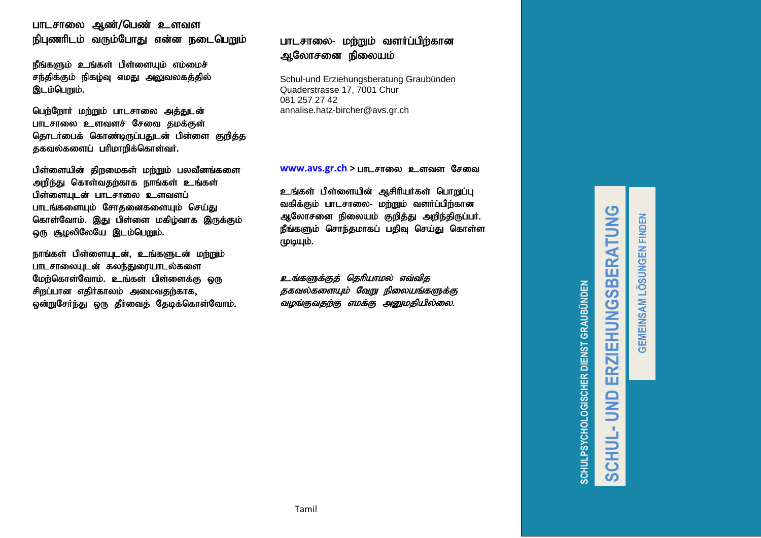## பாடசாலை ஆண்/பெண் உளவள நிபுணரிடம் வரும்போது என்ன நடைபெறும்

நீங்களும் உங்கள் பிள்ளையும் எம்மைச் சந்திக்கும் நிகழ்வு எமது அலுவலகத்தில் இடம்பெறும்.

பெற்றோர் மற்றும் பாடசாலை அத்துடன் பாடசாலை உளவளச் சேவை தமக்குள் தொடர்பைக் கொண்டிருப்பதுடன் பிள்ளை குறித்த தகவல்களைப் பரிமாறிக்கொள்வர்.

பிள்ளையின் திறமைகள் மற்றும் பலவீனங்களை அறிந்து கொள்வதற்காக நாங்கள் உங்கள் பிள்ளையுடன் பாடசாலை உளவளப் பாடங்களையும் சோதனைகளையும் செய்து கொள்வோம். இது பிள்ளை மகிழ்வாக இருக்கும் ஒரு சூழலிலேயே இடம்பெறும்.

நாங்கள் பிள்ளையுடன், உங்களுடன் மற்றும் பாடசாலையுடன் கலந்துரையாடல்களை மேற்கொள்வோம். உங்கள் பிள்ளைக்கு ஒரு சிறப்பான எதிர்காலம் அமைவதற்காக, ஒன்றுசேர்ந்து ஒரு தீர்வைத் தேடிக்கொள்வோம்.

## பாடசாலை- மற்றும் வளர்ப்பிற்கான ஆலோசனை நிலையம்

Schul-und Erziehungsberatung Graubünden
Quaderstrasse 17, 7001 Chur
081 257 27 42
annalise.hatz-bircher@avs.gr.ch

**www.avs.gr.ch > பாடசாலை உளவள சேவை**

உங்கள் பிள்ளையின் ஆசிரியர்கள் பொறுப்பு வகிக்கும் பாடசாலை- மற்றும் வளர்ப்பிற்கான ஆலோசனை நிலையம் குறித்து அறிந்திருப்பர். நீங்களும் சொந்தமாகப் பதிவு செய்து கொள்ள முடியும்.

*உங்களுக்குத் தெரியாமல் எவ்வித தகவல்களையும் வேறு நிலையங்களுக்கு வழங்குவதற்கு எமக்கு அனுமதியில்லை.*

Tamil

SCHULPSYCHOLOGISCHER DIENST GRAUBÜNDEN

# SCHUL- UND ERZIEHUNGSBERATUNG

GEMEINSAM LÖSUNGEN FINDEN